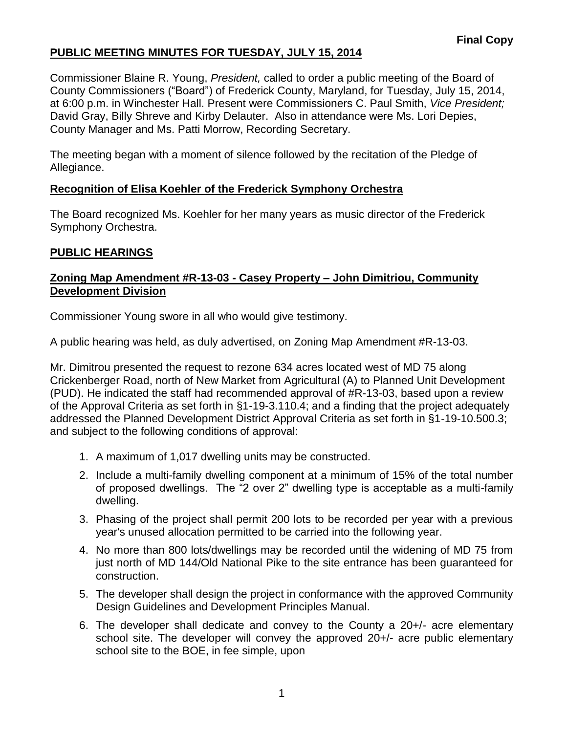**Final Copy**

# PUBLIC MEETING MINUTES FOR TUESDAY, JULY 15, 2014

Commissioner Blaine R. Young, *President,* called to order a public meeting of the Board of County Commissioners ("Board") of Frederick County, Maryland, for Tuesday, July 15, 2014, at 6:00 p.m. in Winchester Hall. Present were Commissioners C. Paul Smith, *Vice President;* David Gray, Billy Shreve and Kirby Delauter. Also in attendance were Ms. Lori Depies, County Manager and Ms. Patti Morrow, Recording Secretary.

The meeting began with a moment of silence followed by the recitation of the Pledge of Allegiance.

## Recognition of Elisa Koehler of the Frederick Symphony Orchestra

The Board recognized Ms. Koehler for her many years as music director of the Frederick Symphony Orchestra.

## PUBLIC HEARINGS

### Zoning Map Amendment #R-13-03 - Casey Property – John Dimitriou, Community Development Division

Commissioner Young swore in all who would give testimony.

A public hearing was held, as duly advertised, on Zoning Map Amendment #R-13-03.

Mr. Dimitrou presented the request to rezone 634 acres located west of MD 75 along Crickenberger Road, north of New Market from Agricultural (A) to Planned Unit Development (PUD). He indicated the staff had recommended approval of #R-13-03, based upon a review of the Approval Criteria as set forth in §1-19-3.110.4; and a finding that the project adequately addressed the Planned Development District Approval Criteria as set forth in §1-19-10.500.3; and subject to the following conditions of approval:

1. A maximum of 1,017 dwelling units may be constructed.
2. Include a multi-family dwelling component at a minimum of 15% of the total number of proposed dwellings. The "2 over 2" dwelling type is acceptable as a multi-family dwelling.
3. Phasing of the project shall permit 200 lots to be recorded per year with a previous year's unused allocation permitted to be carried into the following year.
4. No more than 800 lots/dwellings may be recorded until the widening of MD 75 from just north of MD 144/Old National Pike to the site entrance has been guaranteed for construction.
5. The developer shall design the project in conformance with the approved Community Design Guidelines and Development Principles Manual.
6. The developer shall dedicate and convey to the County a 20+/- acre elementary school site. The developer will convey the approved 20+/- acre public elementary school site to the BOE, in fee simple, upon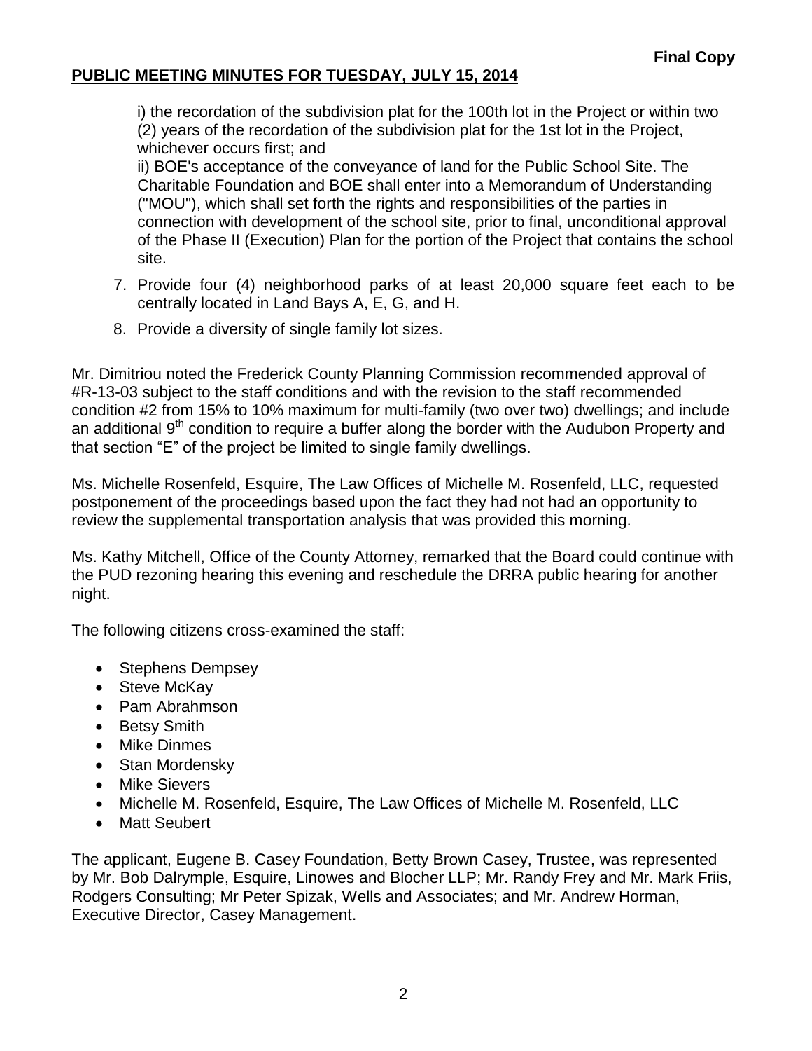i) the recordation of the subdivision plat for the 100th lot in the Project or within two (2) years of the recordation of the subdivision plat for the 1st lot in the Project, whichever occurs first; and

ii) BOE's acceptance of the conveyance of land for the Public School Site. The Charitable Foundation and BOE shall enter into a Memorandum of Understanding ("MOU"), which shall set forth the rights and responsibilities of the parties in connection with development of the school site, prior to final, unconditional approval of the Phase II (Execution) Plan for the portion of the Project that contains the school site.

7. Provide four (4) neighborhood parks of at least 20,000 square feet each to be centrally located in Land Bays A, E, G, and H.
8. Provide a diversity of single family lot sizes.

Mr. Dimitriou noted the Frederick County Planning Commission recommended approval of #R-13-03 subject to the staff conditions and with the revision to the staff recommended condition #2 from 15% to 10% maximum for multi-family (two over two) dwellings; and include an additional 9th condition to require a buffer along the border with the Audubon Property and that section "E" of the project be limited to single family dwellings.

Ms. Michelle Rosenfeld, Esquire, The Law Offices of Michelle M. Rosenfeld, LLC, requested postponement of the proceedings based upon the fact they had not had an opportunity to review the supplemental transportation analysis that was provided this morning.

Ms. Kathy Mitchell, Office of the County Attorney, remarked that the Board could continue with the PUD rezoning hearing this evening and reschedule the DRRA public hearing for another night.

The following citizens cross-examined the staff:

- Stephens Dempsey
- Steve McKay
- Pam Abrahmson
- Betsy Smith
- Mike Dinmes
- Stan Mordensky
- Mike Sievers
- Michelle M. Rosenfeld, Esquire, The Law Offices of Michelle M. Rosenfeld, LLC
- Matt Seubert

The applicant, Eugene B. Casey Foundation, Betty Brown Casey, Trustee, was represented by Mr. Bob Dalrymple, Esquire, Linowes and Blocher LLP; Mr. Randy Frey and Mr. Mark Friis, Rodgers Consulting; Mr Peter Spizak, Wells and Associates; and Mr. Andrew Horman, Executive Director, Casey Management.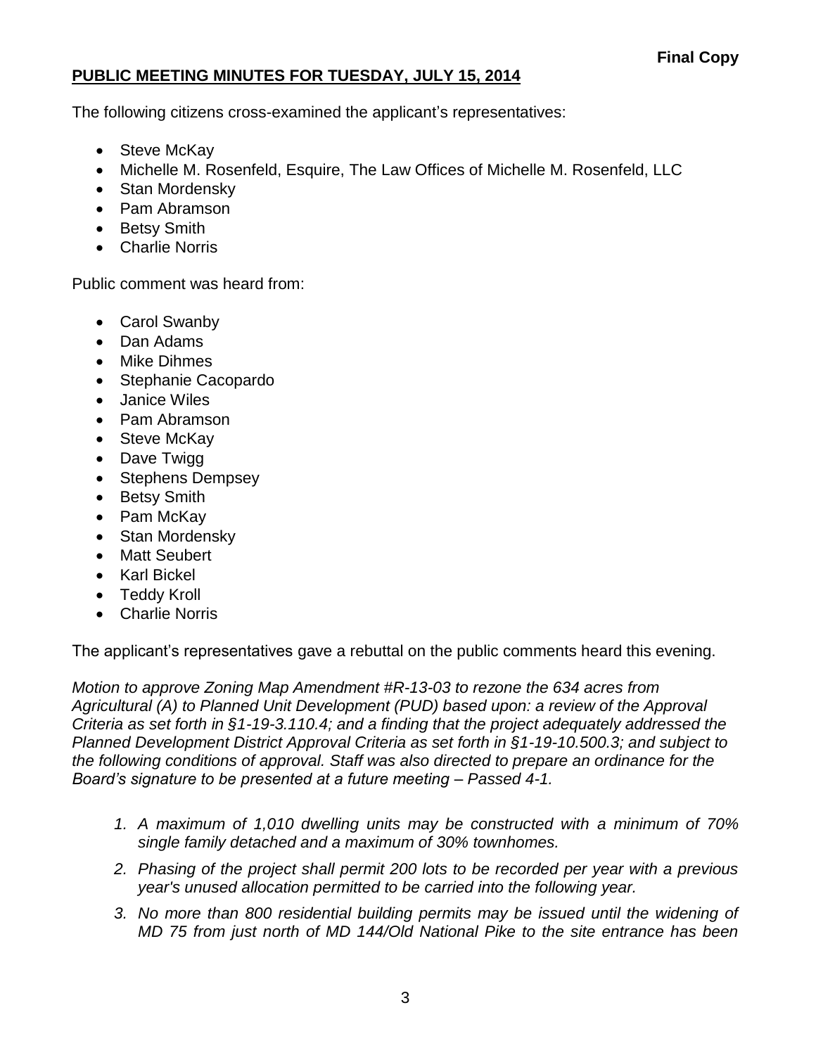**Final Copy**

**PUBLIC MEETING MINUTES FOR TUESDAY, JULY 15, 2014**

The following citizens cross-examined the applicant's representatives:

- Steve McKay
- Michelle M. Rosenfeld, Esquire, The Law Offices of Michelle M. Rosenfeld, LLC
- Stan Mordensky
- Pam Abramson
- Betsy Smith
- Charlie Norris

Public comment was heard from:

- Carol Swanby
- Dan Adams
- Mike Dihmes
- Stephanie Cacopardo
- Janice Wiles
- Pam Abramson
- Steve McKay
- Dave Twigg
- Stephens Dempsey
- Betsy Smith
- Pam McKay
- Stan Mordensky
- Matt Seubert
- Karl Bickel
- Teddy Kroll
- Charlie Norris

The applicant's representatives gave a rebuttal on the public comments heard this evening.

*Motion to approve Zoning Map Amendment #R-13-03 to rezone the 634 acres from Agricultural (A) to Planned Unit Development (PUD) based upon: a review of the Approval Criteria as set forth in §1-19-3.110.4; and a finding that the project adequately addressed the Planned Development District Approval Criteria as set forth in §1-19-10.500.3; and subject to the following conditions of approval. Staff was also directed to prepare an ordinance for the Board's signature to be presented at a future meeting – Passed 4-1.*

1. *A maximum of 1,010 dwelling units may be constructed with a minimum of 70% single family detached and a maximum of 30% townhomes.*
2. *Phasing of the project shall permit 200 lots to be recorded per year with a previous year's unused allocation permitted to be carried into the following year.*
3. *No more than 800 residential building permits may be issued until the widening of MD 75 from just north of MD 144/Old National Pike to the site entrance has been*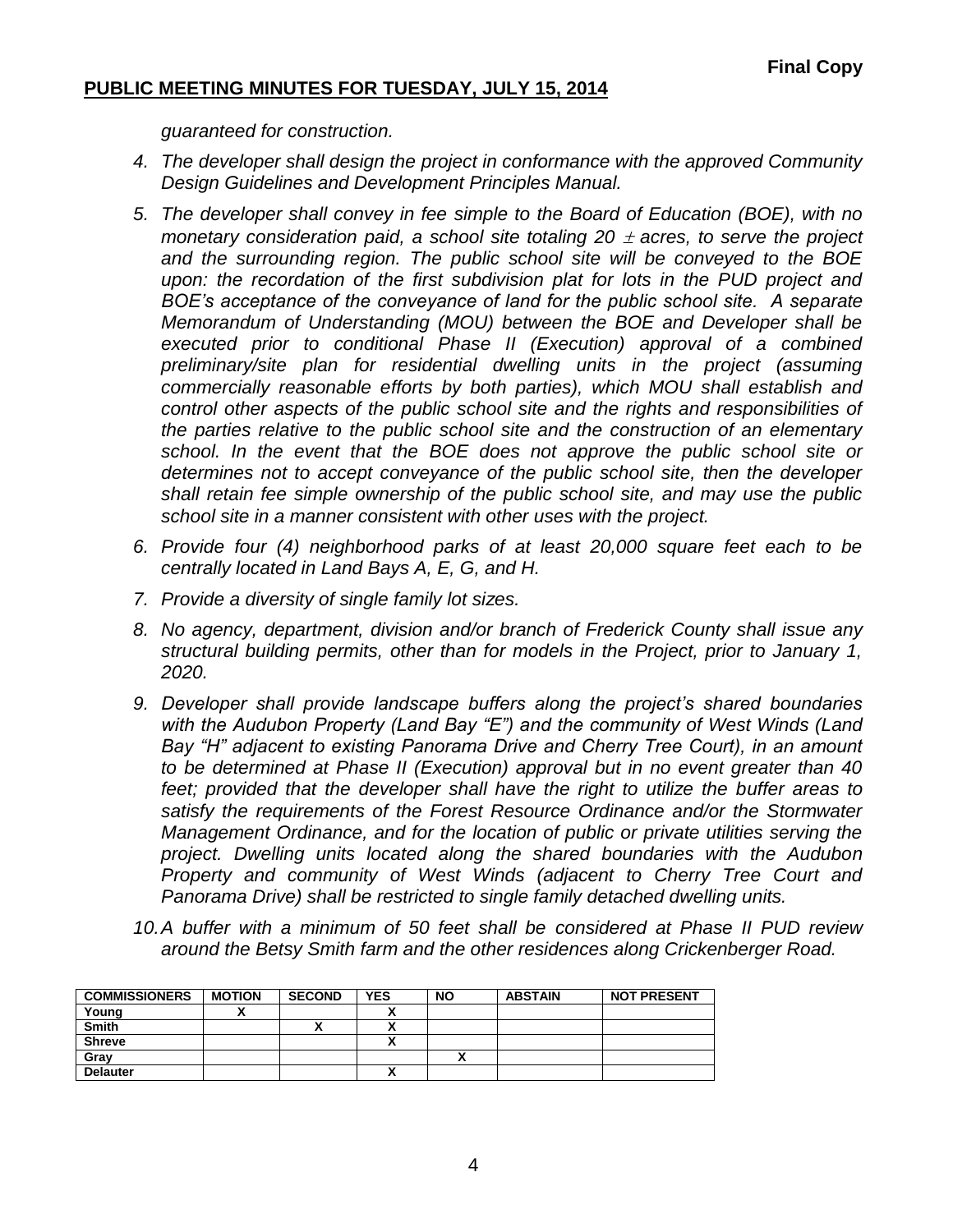*guaranteed for construction.*

4. *The developer shall design the project in conformance with the approved Community Design Guidelines and Development Principles Manual.*

5. *The developer shall convey in fee simple to the Board of Education (BOE), with no monetary consideration paid, a school site totaling 20 ± acres, to serve the project and the surrounding region. The public school site will be conveyed to the BOE upon: the recordation of the first subdivision plat for lots in the PUD project and BOE's acceptance of the conveyance of land for the public school site. A separate Memorandum of Understanding (MOU) between the BOE and Developer shall be executed prior to conditional Phase II (Execution) approval of a combined preliminary/site plan for residential dwelling units in the project (assuming commercially reasonable efforts by both parties), which MOU shall establish and control other aspects of the public school site and the rights and responsibilities of the parties relative to the public school site and the construction of an elementary school. In the event that the BOE does not approve the public school site or determines not to accept conveyance of the public school site, then the developer shall retain fee simple ownership of the public school site, and may use the public school site in a manner consistent with other uses with the project.*

6. *Provide four (4) neighborhood parks of at least 20,000 square feet each to be centrally located in Land Bays A, E, G, and H.*

7. *Provide a diversity of single family lot sizes.*

8. *No agency, department, division and/or branch of Frederick County shall issue any structural building permits, other than for models in the Project, prior to January 1, 2020.*

9. *Developer shall provide landscape buffers along the project's shared boundaries with the Audubon Property (Land Bay "E") and the community of West Winds (Land Bay "H" adjacent to existing Panorama Drive and Cherry Tree Court), in an amount to be determined at Phase II (Execution) approval but in no event greater than 40 feet; provided that the developer shall have the right to utilize the buffer areas to satisfy the requirements of the Forest Resource Ordinance and/or the Stormwater Management Ordinance, and for the location of public or private utilities serving the project. Dwelling units located along the shared boundaries with the Audubon Property and community of West Winds (adjacent to Cherry Tree Court and Panorama Drive) shall be restricted to single family detached dwelling units.*

10. *A buffer with a minimum of 50 feet shall be considered at Phase II PUD review around the Betsy Smith farm and the other residences along Crickenberger Road.*

| COMMISSIONERS | MOTION | SECOND | YES | NO | ABSTAIN | NOT PRESENT |
|---|---|---|---|---|---|---|
| Young | X | | X | | | |
| Smith | | X | X | | | |
| Shreve | | | X | | | |
| Gray | | | | X | | |
| Delauter | | | X | | | |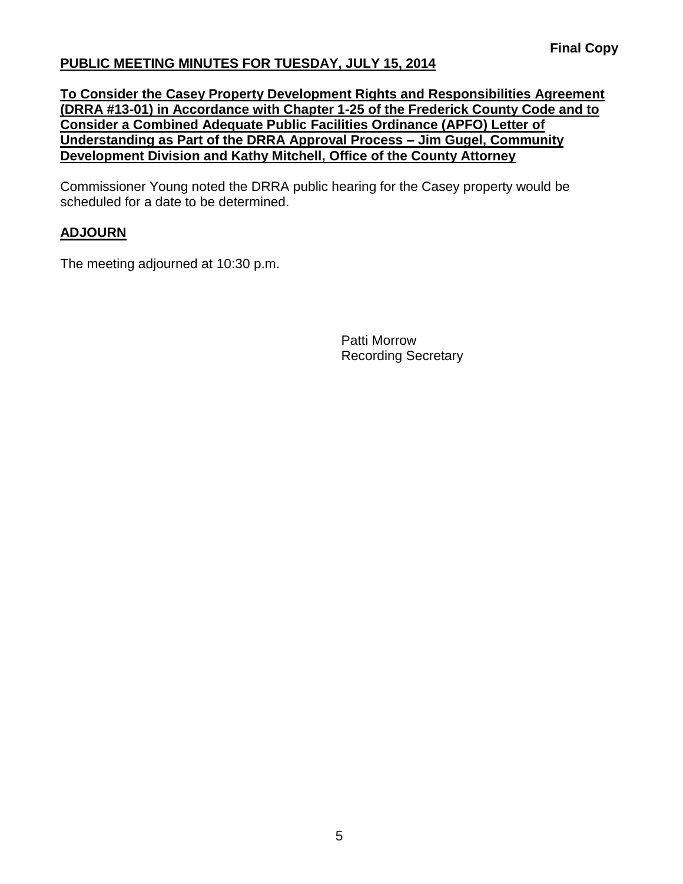**Final Copy**

**PUBLIC MEETING MINUTES FOR TUESDAY, JULY 15, 2014**

**To Consider the Casey Property Development Rights and Responsibilities Agreement (DRRA #13-01) in Accordance with Chapter 1-25 of the Frederick County Code and to Consider a Combined Adequate Public Facilities Ordinance (APFO) Letter of Understanding as Part of the DRRA Approval Process – Jim Gugel, Community Development Division and Kathy Mitchell, Office of the County Attorney**

Commissioner Young noted the DRRA public hearing for the Casey property would be scheduled for a date to be determined.

## ADJOURN

The meeting adjourned at 10:30 p.m.

Patti Morrow
Recording Secretary